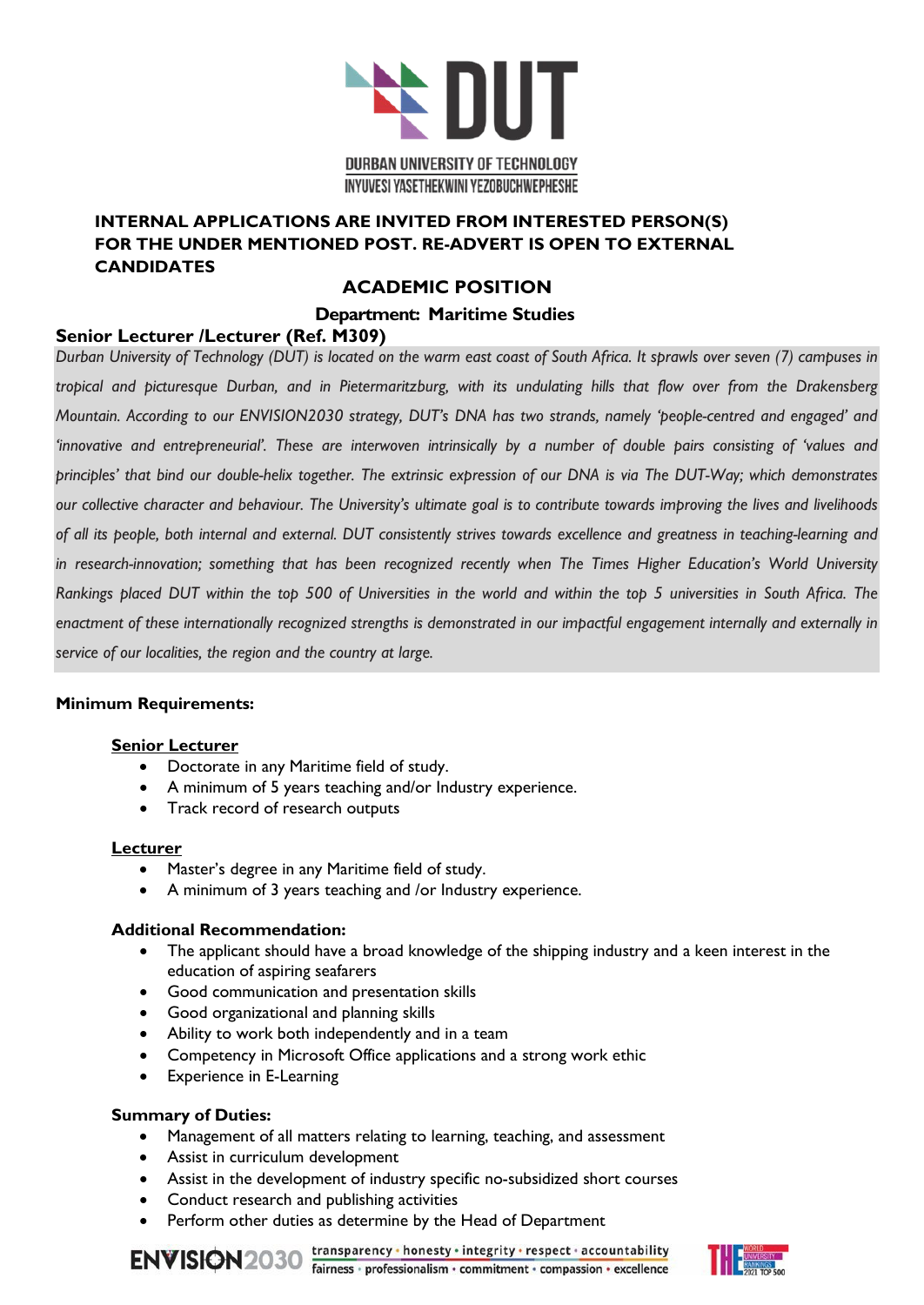DURBAN UNIVERSITY OF TECHNOLOGY

INYUVESI YASETHEKWINI YEZOBUCHWEPHESHE

**INTERNAL APPLICATIONS ARE INVITED FROM INTERESTED PERSON(S) FOR THE UNDER MENTIONED POST. RE-ADVERT IS OPEN TO EXTERNAL CANDIDATES**

## ACADEMIC POSITION

### Department: Maritime Studies

### Senior Lecturer /Lecturer (Ref. M309)

*Durban University of Technology (DUT) is located on the warm east coast of South Africa. It sprawls over seven (7) campuses in tropical and picturesque Durban, and in Pietermaritzburg, with its undulating hills that flow over from the Drakensberg Mountain. According to our ENVISION2030 strategy, DUT's DNA has two strands, namely 'people-centred and engaged' and 'innovative and entrepreneurial'. These are interwoven intrinsically by a number of double pairs consisting of 'values and principles' that bind our double-helix together. The extrinsic expression of our DNA is via The DUT-Way; which demonstrates our collective character and behaviour. The University's ultimate goal is to contribute towards improving the lives and livelihoods of all its people, both internal and external. DUT consistently strives towards excellence and greatness in teaching-learning and in research-innovation; something that has been recognized recently when The Times Higher Education's World University Rankings placed DUT within the top 500 of Universities in the world and within the top 5 universities in South Africa. The enactment of these internationally recognized strengths is demonstrated in our impactful engagement internally and externally in service of our localities, the region and the country at large.*

**Minimum Requirements:**

**Senior Lecturer**

- Doctorate in any Maritime field of study.
- A minimum of 5 years teaching and/or Industry experience.
- Track record of research outputs

**Lecturer**

- Master's degree in any Maritime field of study.
- A minimum of 3 years teaching and /or Industry experience.

**Additional Recommendation:**

- The applicant should have a broad knowledge of the shipping industry and a keen interest in the education of aspiring seafarers
- Good communication and presentation skills
- Good organizational and planning skills
- Ability to work both independently and in a team
- Competency in Microsoft Office applications and a strong work ethic
- Experience in E-Learning

**Summary of Duties:**

- Management of all matters relating to learning, teaching, and assessment
- Assist in curriculum development
- Assist in the development of industry specific no-subsidized short courses
- Conduct research and publishing activities
- Perform other duties as determine by the Head of Department

ENVISION2030 transparency • honesty • integrity • respect • accountability fairness • professionalism • commitment • compassion • excellence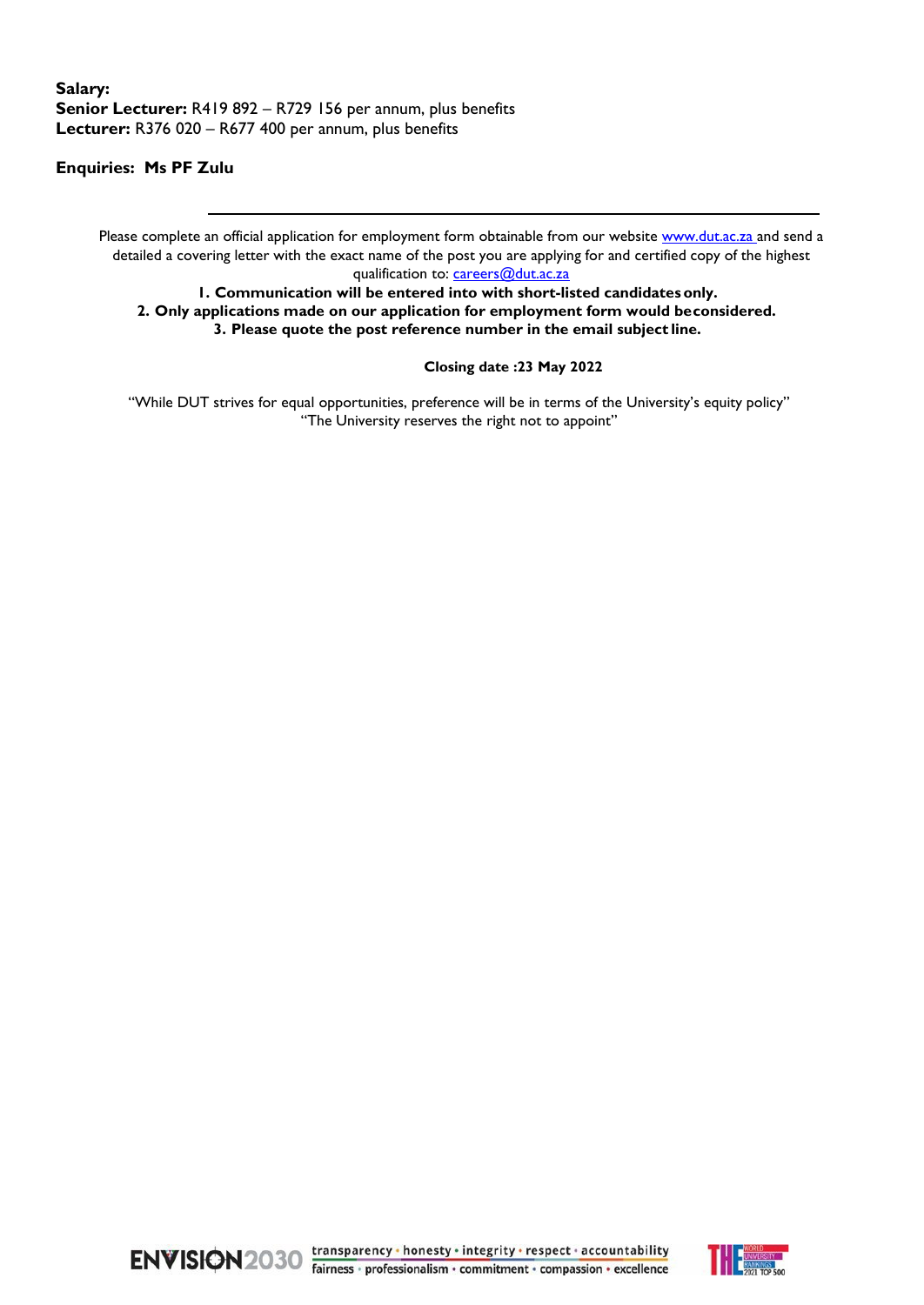**Salary:**
**Senior Lecturer:** R419 892 – R729 156 per annum, plus benefits
**Lecturer:** R376 020 – R677 400 per annum, plus benefits

**Enquiries: Ms PF Zulu**

---

Please complete an official application for employment form obtainable from our website [www.dut.ac.za](http://www.dut.ac.za) and send a detailed a covering letter with the exact name of the post you are applying for and certified copy of the highest qualification to: [careers@dut.ac.za](mailto:careers@dut.ac.za)

**1. Communication will be entered into with short-listed candidates only.**
**2. Only applications made on our application for employment form would be considered.**
**3. Please quote the post reference number in the email subject line.**

**Closing date :23 May 2022**

"While DUT strives for equal opportunities, preference will be in terms of the University's equity policy"
"The University reserves the right not to appoint"

ENVISION2030 transparency • honesty • integrity • respect • accountability fairness • professionalism • commitment • compassion • excellence